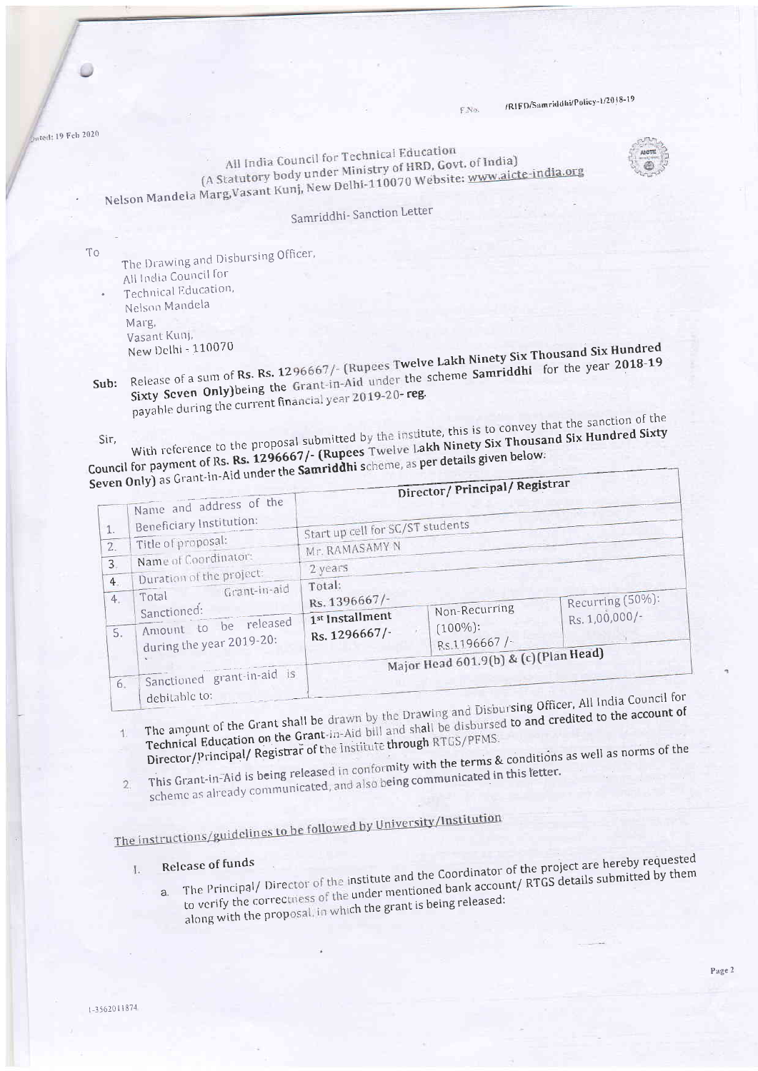F.No. /RIFD/Samriddhi/Policy-1/2018-19

Dated: 19 Feb 2020

All India Council for Technical Education
(A Statutory body under Ministry of HRD, Govt. of India)
Nelson Mandela Marg,Vasant Kunj, New Delhi-110070 Website: www.aicte-india.org

Samriddhi- Sanction Letter

To

The Drawing and Disbursing Officer,
All India Council for
Technical Education,
Nelson Mandela
Marg,
Vasant Kunj,
New Delhi - 110070

**Sub:** Release of a sum of **Rs. Rs. 1296667/- (Rupees Twelve Lakh Ninety Six Thousand Six Hundred Sixty Seven Only)**being the Grant-in-Aid under the scheme **Samriddhi** for the year **2018-19** payable during the current financial year **2019-20- reg.**

Sir,

With reference to the proposal submitted by the institute, this is to convey that the sanction of the Council for payment of Rs. **Rs. 1296667/- (Rupees Twelve Lakh Ninety Six Thousand Six Hundred Sixty Seven Only)** as Grant-in-Aid under the **Samriddhi** scheme, as per details given below:

| | | | | |
|---|---|---|---|---|
| 1. | Name and address of the Beneficiary Institution: | **Director/ Principal/ Registrar** | | |
| 2. | Title of proposal: | Start up cell for SC/ST students | | |
| 3. | Name of Coordinator: | Mr. RAMASAMY N | | |
| 4. | Duration of the project: | 2 years | | |
| 4. | Total Grant-in-aid Sanctioned: | Total: Rs. 1396667/- | | |
| 5. | Amount to be released during the year 2019-20: | **1st Installment Rs. 1296667/-** | Non-Recurring (100%): Rs.1196667 /- | Recurring (50%): Rs. 1,00,000/- |
| 6. | Sanctioned grant-in-aid is debitable to: | **Major Head 601.9(b) & (c)(Plan Head)** | | |

1. The amount of the Grant shall be drawn by the Drawing and Disbursing Officer, All India Council for Technical Education on the Grant-in-Aid bill and shall be disbursed to and credited to the account of Director/Principal/ Registrar of the Institute through RTGS/PFMS.
2. This Grant-in-Aid is being released in conformity with the terms & conditions as well as norms of the scheme as already communicated, and also being communicated in this letter.

## The instructions/guidelines to be followed by University/Institution

I. **Release of funds**

a. The Principal/ Director of the institute and the Coordinator of the project are hereby requested to verify the correctness of the under mentioned bank account/ RTGS details submitted by them along with the proposal, in which the grant is being released:

1-3562011874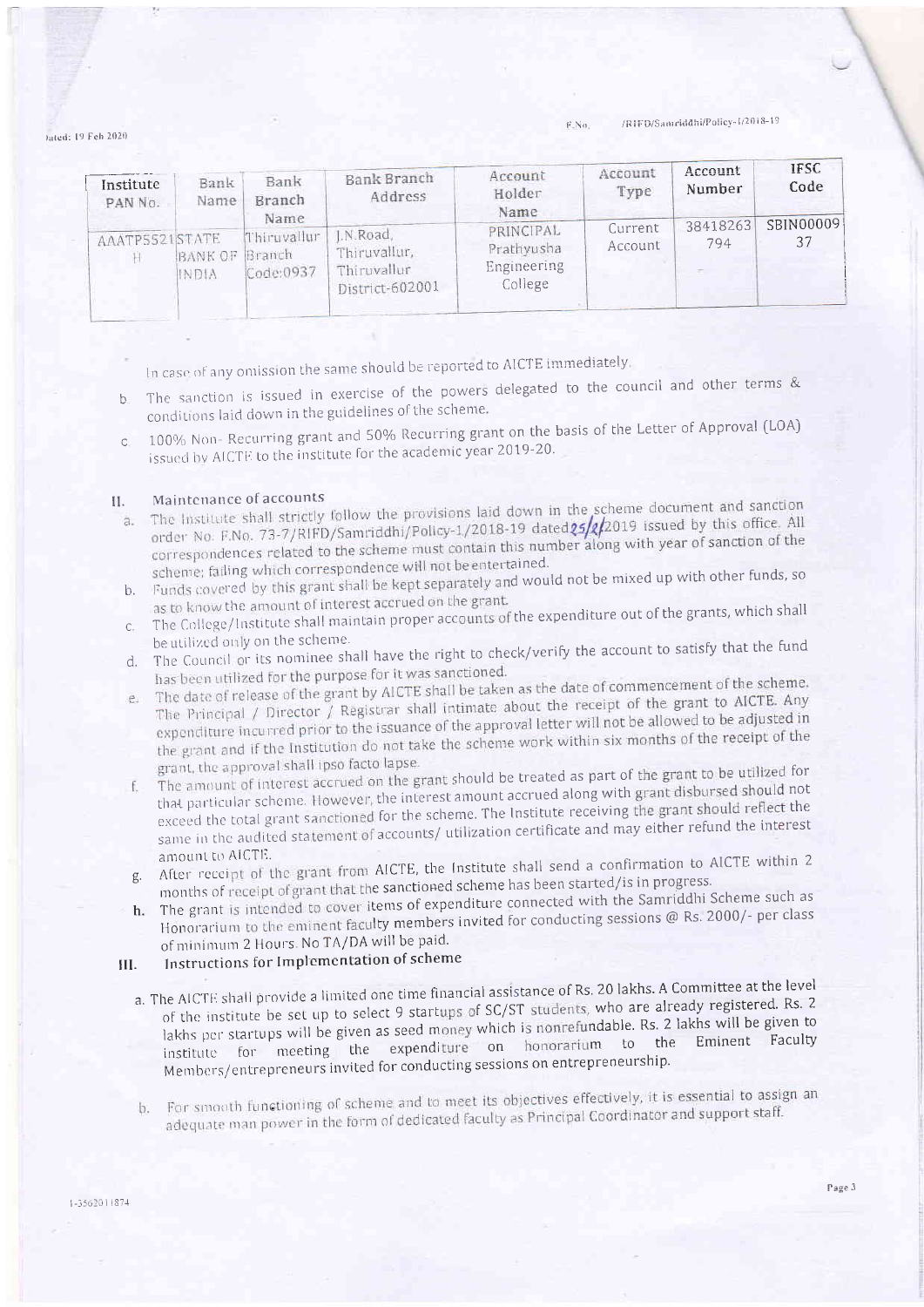| Institute PAN No. | Bank Name | Bank Branch Name | Bank Branch Address | Account Holder Name | Account Type | Account Number | IFSC Code |
|---|---|---|---|---|---|---|---|
| AAATP5521H | STATE BANK OF INDIA | Thiruvallur Branch Code:0937 | J.N.Road, Thiruvallur, Thiruvallur District-602001 | PRINCIPAL Prathyusha Engineering College | Current Account | 38418263794 | SBIN0000937 |

In case of any omission the same should be reported to AICTE immediately.

b. The sanction is issued in exercise of the powers delegated to the council and other terms & conditions laid down in the guidelines of the scheme.

c. 100% Non- Recurring grant and 50% Recurring grant on the basis of the Letter of Approval (LOA) issued by AICTE to the institute for the academic year 2019-20.

## II. Maintenance of accounts

a. The Institute shall strictly follow the provisions laid down in the scheme document and sanction order No. F.No. 73-7/RIFD/Samriddhi/Policy-1/2018-19 dated 25/2/2019 issued by this office. All correspondences related to the scheme must contain this number along with year of sanction of the scheme; failing which correspondence will not be entertained.

b. Funds covered by this grant shall be kept separately and would not be mixed up with other funds, so as to know the amount of interest accrued on the grant.

c. The College/Institute shall maintain proper accounts of the expenditure out of the grants, which shall be utilized only on the scheme.

d. The Council or its nominee shall have the right to check/verify the account to satisfy that the fund has been utilized for the purpose for it was sanctioned.

e. The date of release of the grant by AICTE shall be taken as the date of commencement of the scheme. The Principal / Director / Registrar shall intimate about the receipt of the grant to AICTE. Any expenditure incurred prior to the issuance of the approval letter will not be allowed to be adjusted in the grant and if the Institution do not take the scheme work within six months of the receipt of the grant, the approval shall ipso facto lapse.

f. The amount of interest accrued on the grant should be treated as part of the grant to be utilized for that particular scheme. However, the interest amount accrued along with grant disbursed should not exceed the total grant sanctioned for the scheme. The Institute receiving the grant should reflect the same in the audited statement of accounts/ utilization certificate and may either refund the interest amount to AICTE.

g. After receipt of the grant from AICTE, the Institute shall send a confirmation to AICTE within 2 months of receipt of grant that the sanctioned scheme has been started/is in progress.

h. The grant is intended to cover items of expenditure connected with the Samriddhi Scheme such as Honorarium to the eminent faculty members invited for conducting sessions @ Rs. 2000/- per class of minimum 2 Hours. No TA/DA will be paid.

## III. Instructions for Implementation of scheme

a. The AICTE shall provide a limited one time financial assistance of Rs. 20 lakhs. A Committee at the level of the institute be set up to select 9 startups of SC/ST students, who are already registered. Rs. 2 lakhs per startups will be given as seed money which is nonrefundable. Rs. 2 lakhs will be given to institute for meeting the expenditure on honorarium to the Eminent Faculty Members/entrepreneurs invited for conducting sessions on entrepreneurship.

b. For smooth functioning of scheme and to meet its objectives effectively, it is essential to assign an adequate man power in the form of dedicated faculty as Principal Coordinator and support staff.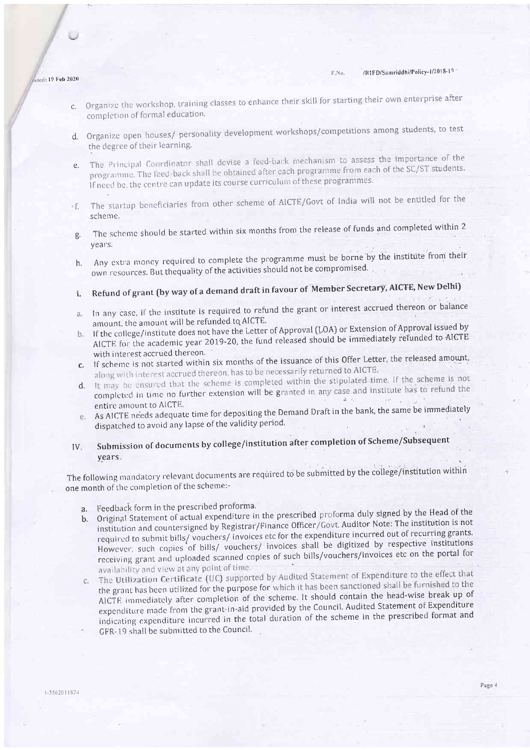c. Organize the workshop, training classes to enhance their skill for starting their own enterprise after completion of formal education.

d. Organize open houses/ personality development workshops/competitions among students, to test the degree of their learning.

e. The Principal Coordinator shall devise a feed-back mechanism to assess the importance of the programme. The feed-back shall be obtained after each programme from each of the SC/ST students. If need be, the centre can update its course curriculum of these programmes.

f. The startup beneficiaries from other scheme of AICTE/Govt of India will not be entitled for the scheme.

g. The scheme should be started within six months from the release of funds and completed within 2 years.

h. Any extra money required to complete the programme must be borne by the institute from their own resources. But thequality of the activities should not be compromised.

i. **Refund of grant (by way of a demand draft in favour of Member Secretary, AICTE, New Delhi)**

a. In any case, if the institute is required to refund the grant or interest accrued thereon or balance amount, the amount will be refunded to AICTE.
b. If the college/institute does not have the Letter of Approval (LOA) or Extension of Approval issued by AICTE for the academic year 2019-20, the fund released should be immediately refunded to AICTE with interest accrued thereon.
c. If scheme is not started within six months of the issuance of this Offer Letter, the released amount, along with interest accrued thereon, has to be necessarily returned to AICTE.
d. It may be ensured that the scheme is completed within the stipulated time. If the scheme is not completed in time no further extension will be granted in any case and institute has to refund the entire amount to AICTE.
e. As AICTE needs adequate time for depositing the Demand Draft in the bank, the same be immediately dispatched to avoid any lapse of the validity period.

## IV. Submission of documents by college/institution after completion of Scheme/Subsequent years.

The following mandatory relevant documents are required to be submitted by the college/institution within one month of the completion of the scheme:-

a. Feedback form in the prescribed proforma.
b. Original Statement of actual expenditure in the prescribed proforma duly signed by the Head of the institution and countersigned by Registrar/Finance Officer/Govt. Auditor Note: The institution is not required to submit bills/ vouchers/ invoices etc for the expenditure incurred out of recurring grants. However, such copies of bills/ vouchers/ invoices shall be digitized by respective institutions receiving grant and uploaded scanned copies of such bills/vouchers/invoices etc on the portal for availability and view at any point of time.
c. The Utilization Certificate (UC) supported by Audited Statement of Expenditure to the effect that the grant has been utilized for the purpose for which it has been sanctioned shall be furnished to the AICTE immediately after completion of the scheme. It should contain the head-wise break up of expenditure made from the grant-in-aid provided by the Council. Audited Statement of Expenditure indicating expenditure incurred in the total duration of the scheme in the prescribed format and GFR-19 shall be submitted to the Council.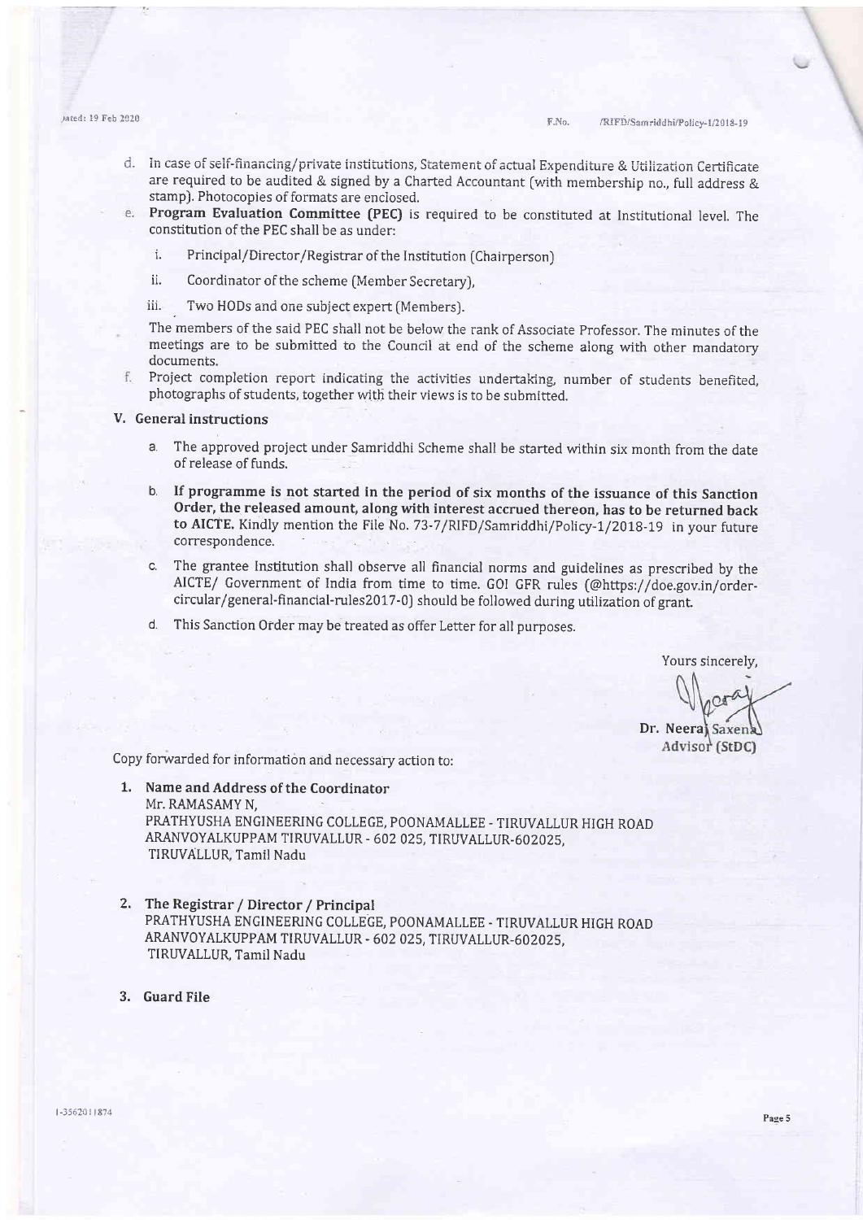d. In case of self-financing/private institutions, Statement of actual Expenditure & Utilization Certificate are required to be audited & signed by a Charted Accountant (with membership no., full address & stamp). Photocopies of formats are enclosed.

e. **Program Evaluation Committee (PEC)** is required to be constituted at Institutional level. The constitution of the PEC shall be as under:

   i. Principal/Director/Registrar of the Institution (Chairperson)

   ii. Coordinator of the scheme (Member Secretary),

   iii. Two HODs and one subject expert (Members).

   The members of the said PEC shall not be below the rank of Associate Professor. The minutes of the meetings are to be submitted to the Council at end of the scheme along with other mandatory documents.

f. Project completion report indicating the activities undertaking, number of students benefited, photographs of students, together with their views is to be submitted.

## V. General instructions

a. The approved project under Samriddhi Scheme shall be started within six month from the date of release of funds.

b. **If programme is not started in the period of six months of the issuance of this Sanction Order, the released amount, along with interest accrued thereon, has to be returned back to AICTE.** Kindly mention the File No. 73-7/RIFD/Samriddhi/Policy-1/2018-19 in your future correspondence.

c. The grantee Institution shall observe all financial norms and guidelines as prescribed by the AICTE/ Government of India from time to time. GOI GFR rules (@https://doe.gov.in/order-circular/general-financial-rules2017-0) should be followed during utilization of grant.

d. This Sanction Order may be treated as offer Letter for all purposes.

Yours sincerely,

**Dr. Neeraj Saxena**
**Advisor (StDC)**

Copy forwarded for information and necessary action to:

1. **Name and Address of the Coordinator**
   Mr. RAMASAMY N,
   PRATHYUSHA ENGINEERING COLLEGE, POONAMALLEE - TIRUVALLUR HIGH ROAD ARANVOYALKUPPAM TIRUVALLUR - 602 025, TIRUVALLUR-602025, TIRUVALLUR, Tamil Nadu

2. **The Registrar / Director / Principal**
   PRATHYUSHA ENGINEERING COLLEGE, POONAMALLEE - TIRUVALLUR HIGH ROAD ARANVOYALKUPPAM TIRUVALLUR - 602 025, TIRUVALLUR-602025, TIRUVALLUR, Tamil Nadu

3. **Guard File**